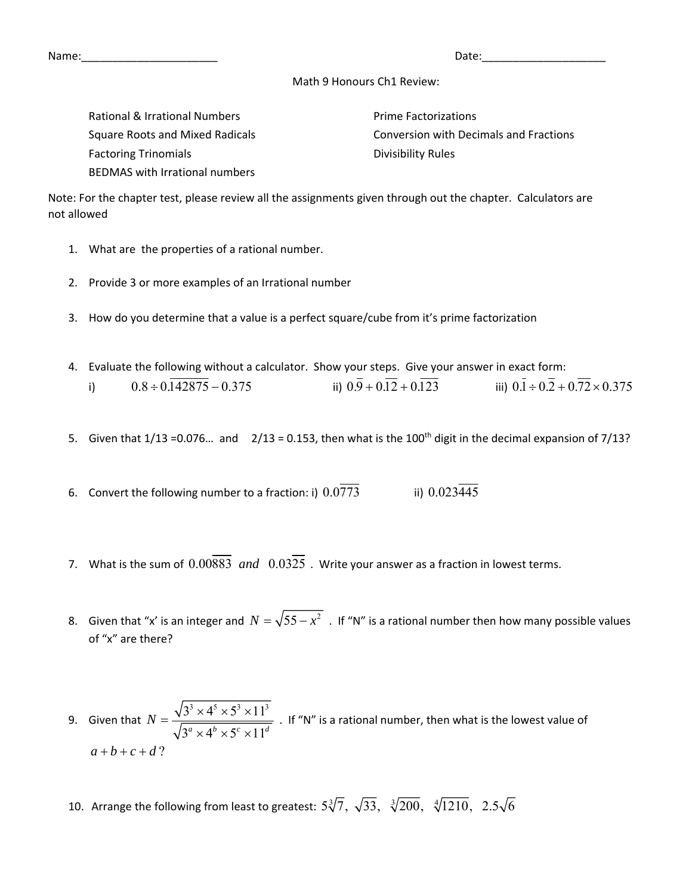Name:_______________________ Date:_____________________

Math 9 Honours Ch1 Review:

- Rational & Irrational Numbers
- Square Roots and Mixed Radicals
- Factoring Trinomials
- BEDMAS with Irrational numbers
- Prime Factorizations
- Conversion with Decimals and Fractions
- Divisibility Rules

Note: For the chapter test, please review all the assignments given through out the chapter. Calculators are not allowed

1. What are the properties of a rational number.

2. Provide 3 or more examples of an Irrational number

3. How do you determine that a value is a perfect square/cube from it's prime factorization

4. Evaluate the following without a calculator. Show your steps. Give your answer in exact form:
   i) $0.8 \div 0.\overline{142875} - 0.375$ ii) $0.\overline{9} + 0.\overline{12} + 0.\overline{123}$ iii) $0.\overline{1} \div 0.\overline{2} + 0.\overline{72} \times 0.375$

5. Given that 1/13 =0.076… and 2/13 = 0.153, then what is the 100th digit in the decimal expansion of 7/13?

6. Convert the following number to a fraction: i) $0.0\overline{773}$ ii) $0.023\overline{445}$

7. What is the sum of $0.00\overline{883}$ *and* $0.03\overline{25}$ . Write your answer as a fraction in lowest terms.

8. Given that "x' is an integer and $N = \sqrt{55 - x^2}$ . If "N" is a rational number then how many possible values of "x" are there?

9. Given that $N = \dfrac{\sqrt{3^3 \times 4^5 \times 5^3 \times 11^3}}{\sqrt{3^a \times 4^b \times 5^c \times 11^d}}$ . If "N" is a rational number, then what is the lowest value of $a + b + c + d$ ?

10. Arrange the following from least to greatest: $5\sqrt[3]{7},\ \sqrt{33},\ \sqrt[3]{200},\ \sqrt[4]{1210},\ 2.5\sqrt{6}$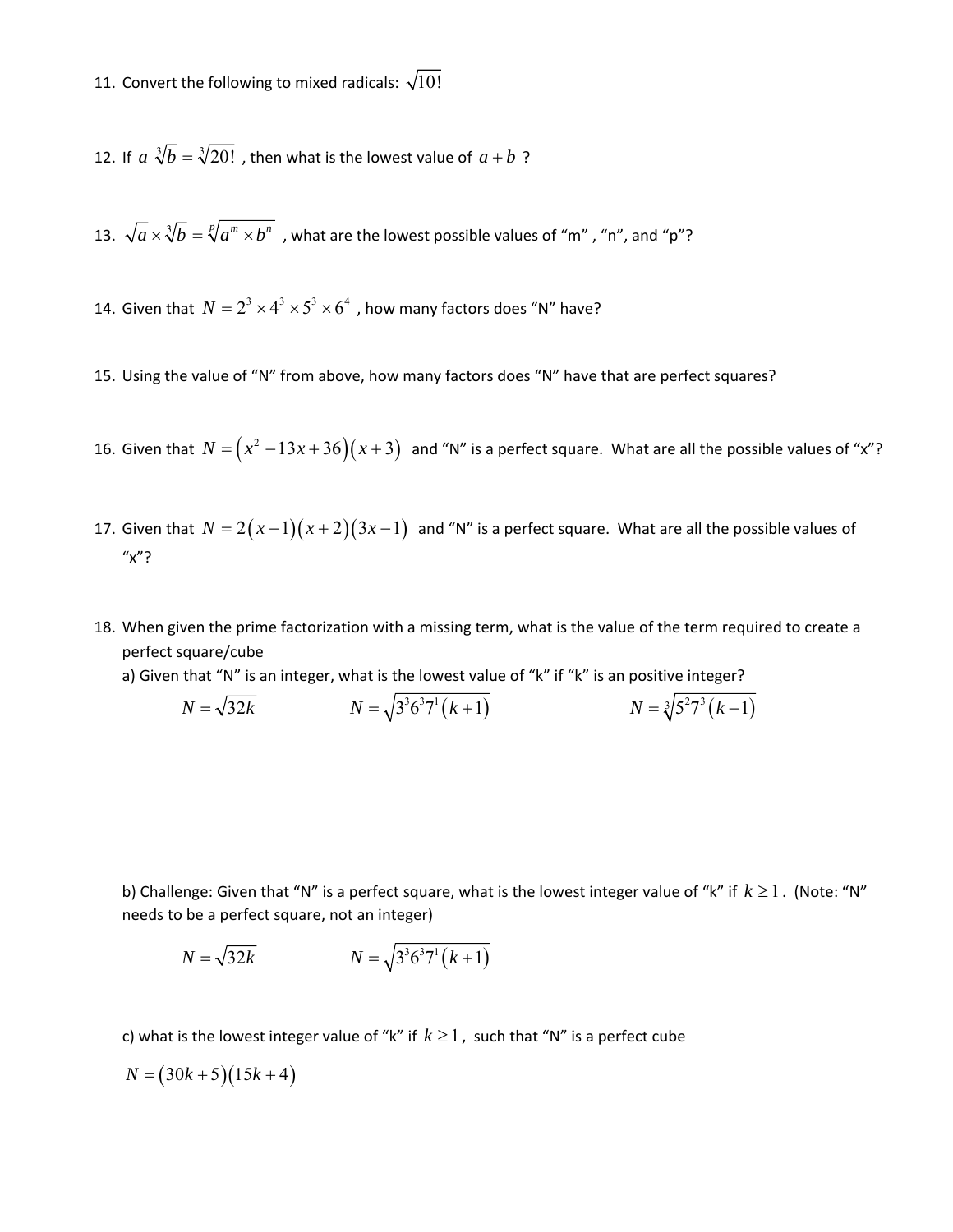11. Convert the following to mixed radicals: $\sqrt{10!}$

12. If $a\sqrt[3]{b} = \sqrt[3]{20!}$ , then what is the lowest value of $a+b$ ?

13. $\sqrt{a} \times \sqrt[3]{b} = \sqrt[p]{a^m \times b^n}$ , what are the lowest possible values of "m" , "n", and "p"?

14. Given that $N = 2^3 \times 4^3 \times 5^3 \times 6^4$ , how many factors does "N" have?

15. Using the value of "N" from above, how many factors does "N" have that are perfect squares?

16. Given that $N = \left(x^2 - 13x + 36\right)\left(x+3\right)$ and "N" is a perfect square. What are all the possible values of "x"?

17. Given that $N = 2\left(x-1\right)\left(x+2\right)\left(3x-1\right)$ and "N" is a perfect square. What are all the possible values of "x"?

18. When given the prime factorization with a missing term, what is the value of the term required to create a perfect square/cube

    a) Given that "N" is an integer, what is the lowest value of "k" if "k" is an positive integer?

    $N = \sqrt{32k}$ $\qquad$ $N = \sqrt{3^3 6^3 7^1 \left(k+1\right)}$ $\qquad$ $N = \sqrt[3]{5^2 7^3 \left(k-1\right)}$

    b) Challenge: Given that "N" is a perfect square, what is the lowest integer value of "k" if $k \geq 1$. (Note: "N" needs to be a perfect square, not an integer)

    $N = \sqrt{32k}$ $\qquad$ $N = \sqrt{3^3 6^3 7^1 \left(k+1\right)}$

    c) what is the lowest integer value of "k" if $k \geq 1$, such that "N" is a perfect cube

    $N = \left(30k+5\right)\left(15k+4\right)$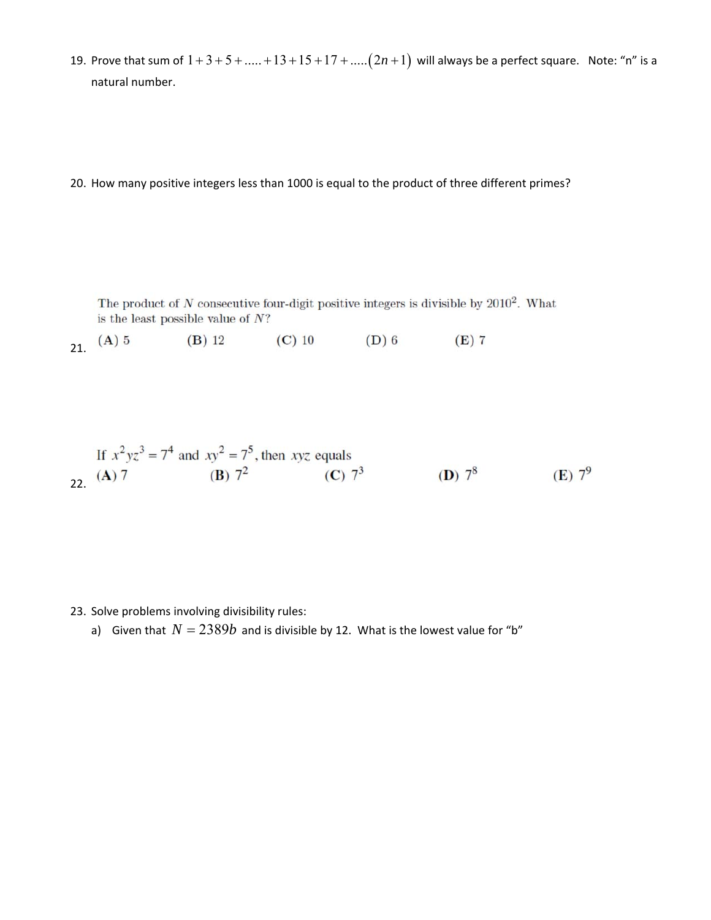19. Prove that sum of $1+3+5+.....+13+15+17+.....(2n+1)$ will always be a perfect square. Note: "n" is a natural number.

20. How many positive integers less than 1000 is equal to the product of three different primes?

21. The product of $N$ consecutive four-digit positive integers is divisible by $2010^2$. What is the least possible value of $N$?

    **(A)** 5 **(B)** 12 **(C)** 10 **(D)** 6 **(E)** 7

22. If $x^2yz^3 = 7^4$ and $xy^2 = 7^5$, then $xyz$ equals

    **(A)** 7 **(B)** $7^2$ **(C)** $7^3$ **(D)** $7^8$ **(E)** $7^9$

23. Solve problems involving divisibility rules:

    a) Given that $N = 2389b$ and is divisible by 12. What is the lowest value for "b"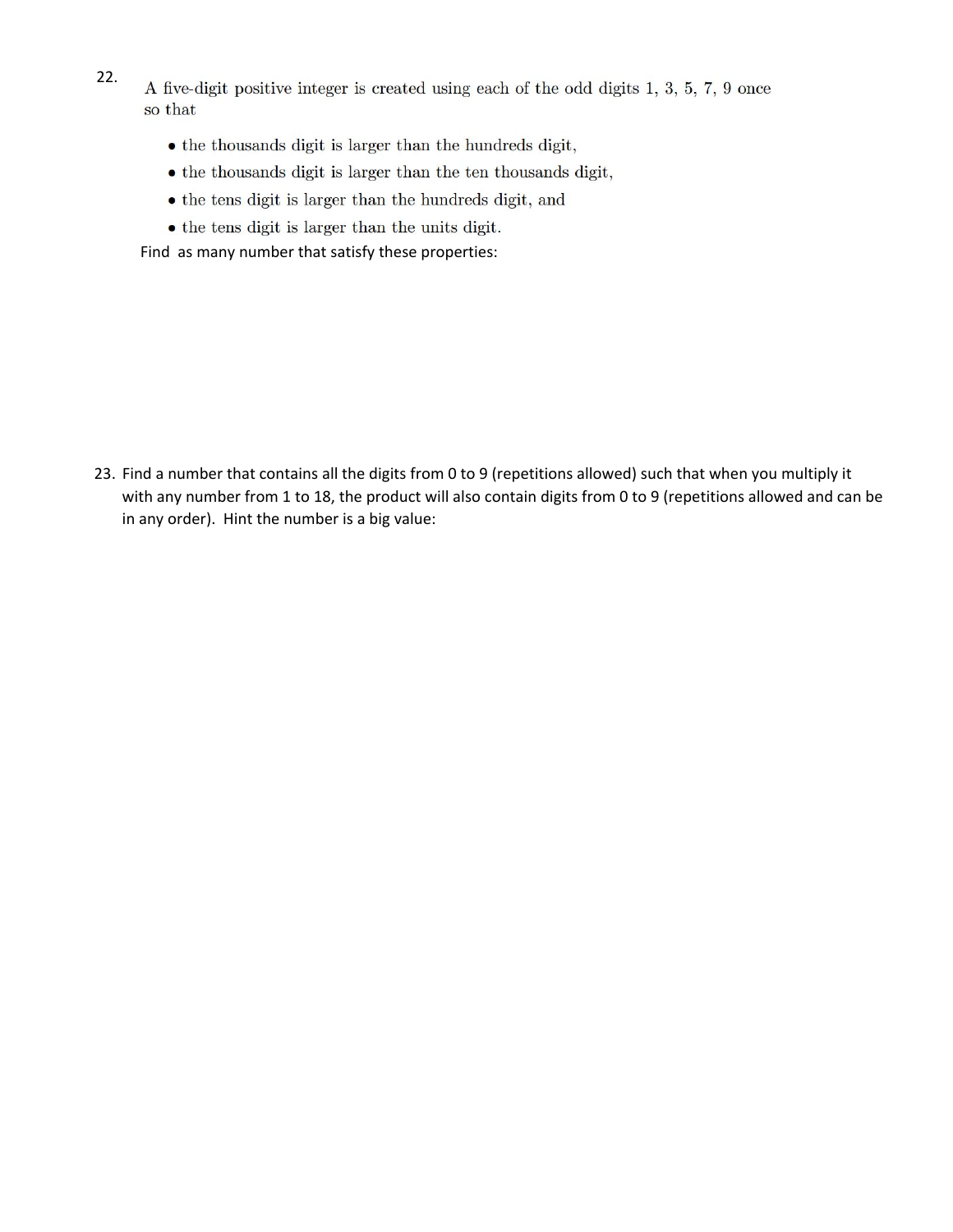22. A five-digit positive integer is created using each of the odd digits 1, 3, 5, 7, 9 once so that

    - the thousands digit is larger than the hundreds digit,
    - the thousands digit is larger than the ten thousands digit,
    - the tens digit is larger than the hundreds digit, and
    - the tens digit is larger than the units digit.

    Find as many number that satisfy these properties:

23. Find a number that contains all the digits from 0 to 9 (repetitions allowed) such that when you multiply it with any number from 1 to 18, the product will also contain digits from 0 to 9 (repetitions allowed and can be in any order). Hint the number is a big value: